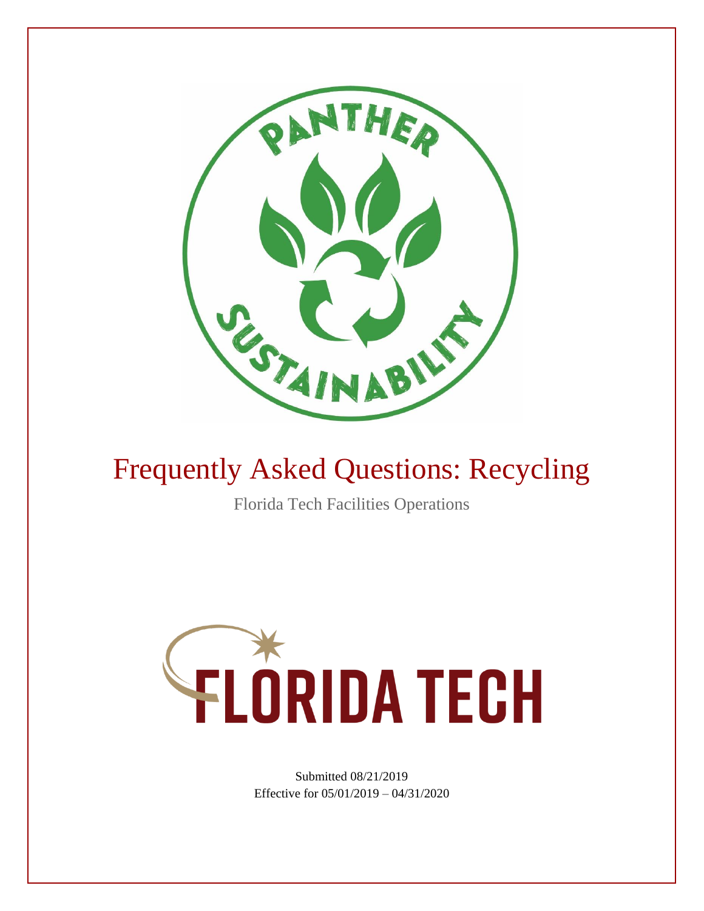# Frequently Asked Questions: Recycling

Florida Tech Facilities Operations

Submitted 08/21/2019
Effective for 05/01/2019 – 04/31/2020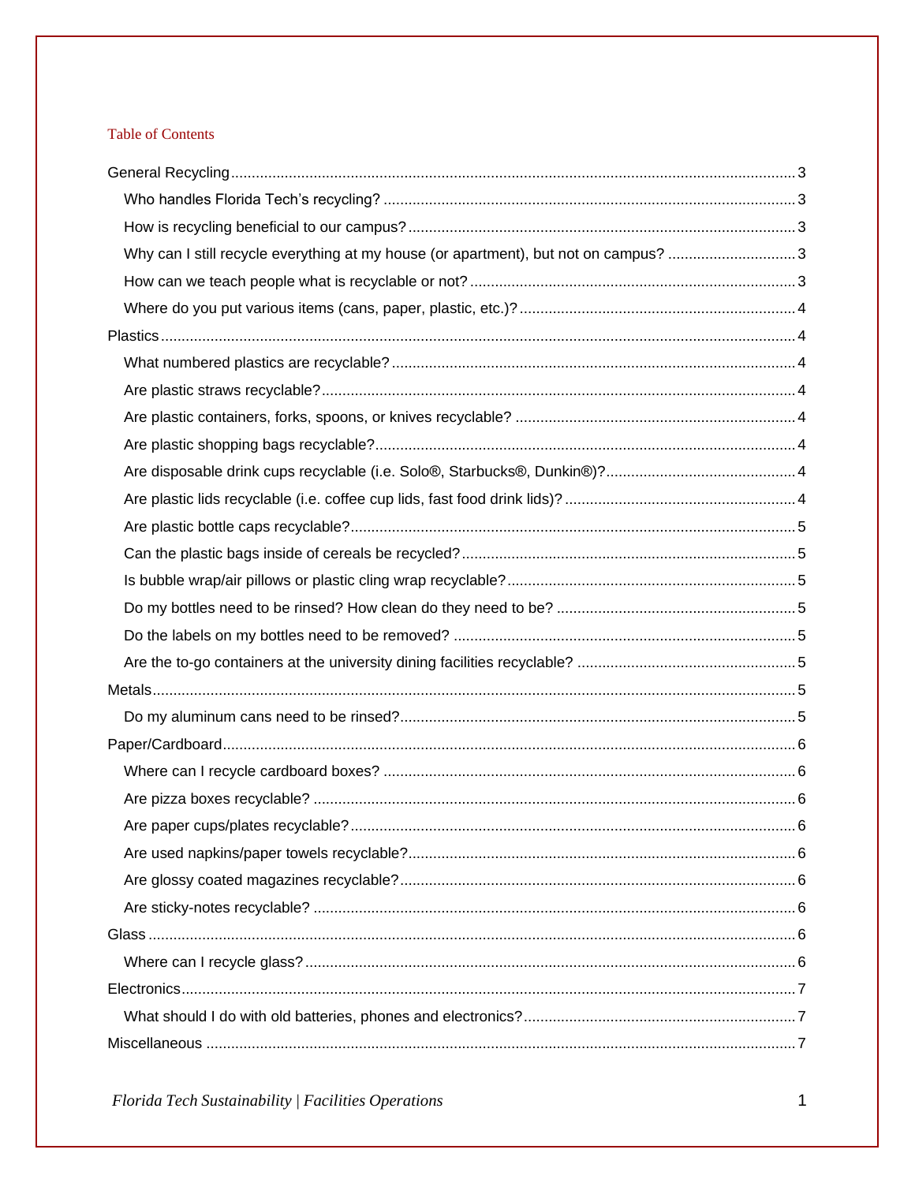## Table of Contents

- General Recycling ........ 3
  - Who handles Florida Tech's recycling? ........ 3
  - How is recycling beneficial to our campus? ........ 3
  - Why can I still recycle everything at my house (or apartment), but not on campus? ........ 3
  - How can we teach people what is recyclable or not? ........ 3
  - Where do you put various items (cans, paper, plastic, etc.)? ........ 4
- Plastics ........ 4
  - What numbered plastics are recyclable? ........ 4
  - Are plastic straws recyclable? ........ 4
  - Are plastic containers, forks, spoons, or knives recyclable? ........ 4
  - Are plastic shopping bags recyclable? ........ 4
  - Are disposable drink cups recyclable (i.e. Solo®, Starbucks®, Dunkin®)? ........ 4
  - Are plastic lids recyclable (i.e. coffee cup lids, fast food drink lids)? ........ 4
  - Are plastic bottle caps recyclable? ........ 5
  - Can the plastic bags inside of cereals be recycled? ........ 5
  - Is bubble wrap/air pillows or plastic cling wrap recyclable? ........ 5
  - Do my bottles need to be rinsed? How clean do they need to be? ........ 5
  - Do the labels on my bottles need to be removed? ........ 5
  - Are the to-go containers at the university dining facilities recyclable? ........ 5
- Metals ........ 5
  - Do my aluminum cans need to be rinsed? ........ 5
- Paper/Cardboard ........ 6
  - Where can I recycle cardboard boxes? ........ 6
  - Are pizza boxes recyclable? ........ 6
  - Are paper cups/plates recyclable? ........ 6
  - Are used napkins/paper towels recyclable? ........ 6
  - Are glossy coated magazines recyclable? ........ 6
  - Are sticky-notes recyclable? ........ 6
- Glass ........ 6
  - Where can I recycle glass? ........ 6
- Electronics ........ 7
  - What should I do with old batteries, phones and electronics? ........ 7
- Miscellaneous ........ 7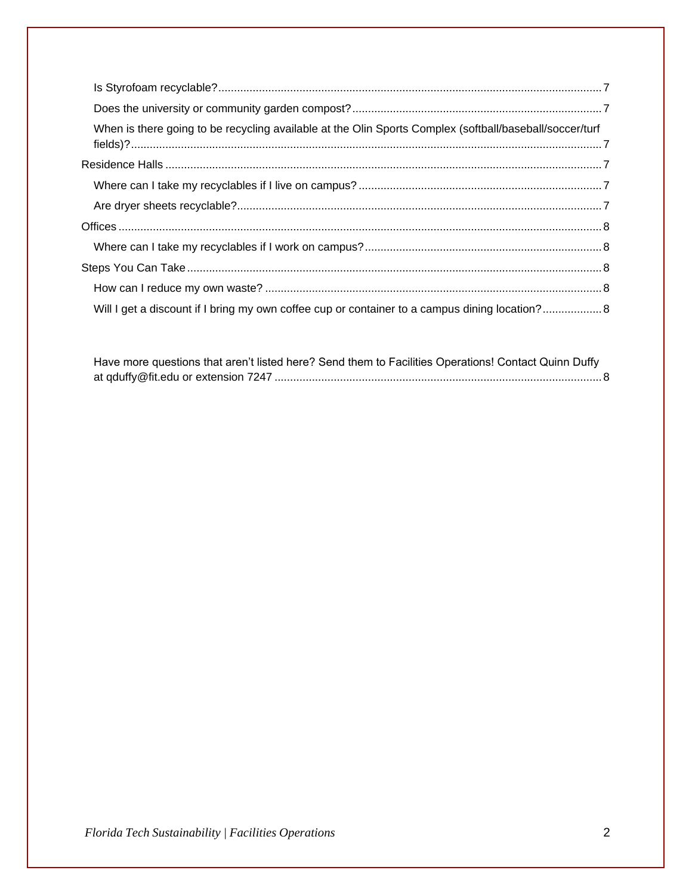Is Styrofoam recyclable? ........................................................ 7

Does the university or community garden compost? ........................................................ 7

When is there going to be recycling available at the Olin Sports Complex (softball/baseball/soccer/turf fields)? ........................................................ 7

Residence Halls ........................................................ 7

Where can I take my recyclables if I live on campus? ........................................................ 7

Are dryer sheets recyclable? ........................................................ 7

Offices ........................................................ 8

Where can I take my recyclables if I work on campus? ........................................................ 8

Steps You Can Take ........................................................ 8

How can I reduce my own waste? ........................................................ 8

Will I get a discount if I bring my own coffee cup or container to a campus dining location? ........................................................ 8

Have more questions that aren't listed here? Send them to Facilities Operations! Contact Quinn Duffy at qduffy@fit.edu or extension 7247 ........................................................ 8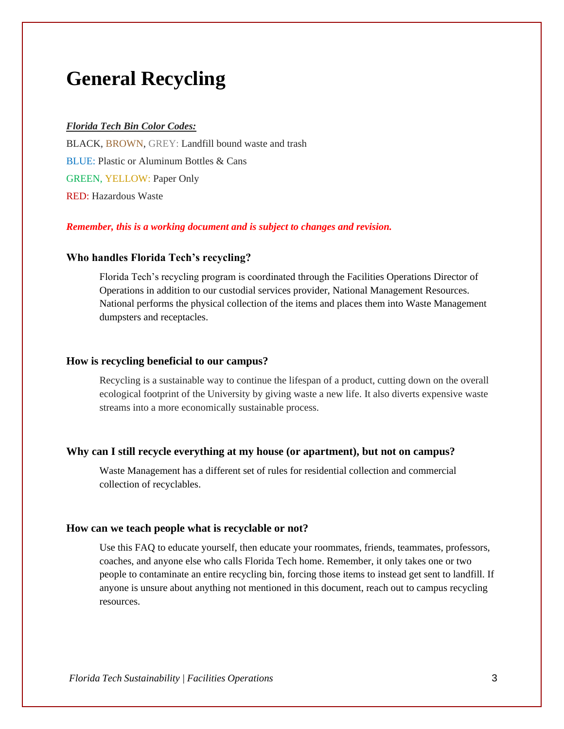# General Recycling

***Florida Tech Bin Color Codes:***

BLACK, BROWN, GREY: Landfill bound waste and trash

BLUE: Plastic or Aluminum Bottles & Cans

GREEN, YELLOW: Paper Only

RED: Hazardous Waste

***Remember, this is a working document and is subject to changes and revision.***

### Who handles Florida Tech's recycling?

Florida Tech's recycling program is coordinated through the Facilities Operations Director of Operations in addition to our custodial services provider, National Management Resources. National performs the physical collection of the items and places them into Waste Management dumpsters and receptacles.

### How is recycling beneficial to our campus?

Recycling is a sustainable way to continue the lifespan of a product, cutting down on the overall ecological footprint of the University by giving waste a new life. It also diverts expensive waste streams into a more economically sustainable process.

### Why can I still recycle everything at my house (or apartment), but not on campus?

Waste Management has a different set of rules for residential collection and commercial collection of recyclables.

### How can we teach people what is recyclable or not?

Use this FAQ to educate yourself, then educate your roommates, friends, teammates, professors, coaches, and anyone else who calls Florida Tech home. Remember, it only takes one or two people to contaminate an entire recycling bin, forcing those items to instead get sent to landfill. If anyone is unsure about anything not mentioned in this document, reach out to campus recycling resources.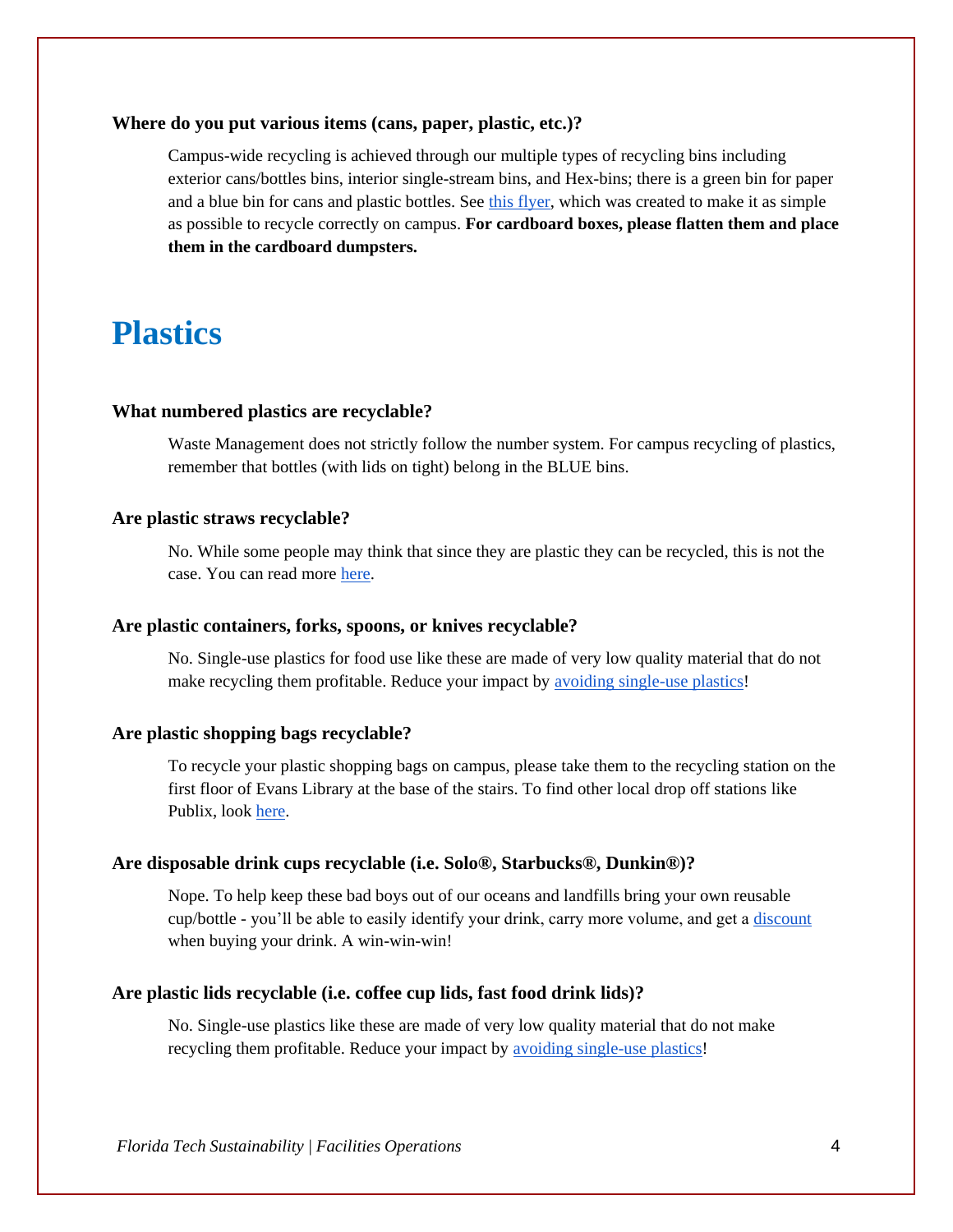### Where do you put various items (cans, paper, plastic, etc.)?

Campus-wide recycling is achieved through our multiple types of recycling bins including exterior cans/bottles bins, interior single-stream bins, and Hex-bins; there is a green bin for paper and a blue bin for cans and plastic bottles. See this flyer, which was created to make it as simple as possible to recycle correctly on campus. **For cardboard boxes, please flatten them and place them in the cardboard dumpsters.**

# Plastics

### What numbered plastics are recyclable?

Waste Management does not strictly follow the number system. For campus recycling of plastics, remember that bottles (with lids on tight) belong in the BLUE bins.

### Are plastic straws recyclable?

No. While some people may think that since they are plastic they can be recycled, this is not the case. You can read more here.

### Are plastic containers, forks, spoons, or knives recyclable?

No. Single-use plastics for food use like these are made of very low quality material that do not make recycling them profitable. Reduce your impact by avoiding single-use plastics!

### Are plastic shopping bags recyclable?

To recycle your plastic shopping bags on campus, please take them to the recycling station on the first floor of Evans Library at the base of the stairs. To find other local drop off stations like Publix, look here.

### Are disposable drink cups recyclable (i.e. Solo®, Starbucks®, Dunkin®)?

Nope. To help keep these bad boys out of our oceans and landfills bring your own reusable cup/bottle - you'll be able to easily identify your drink, carry more volume, and get a discount when buying your drink. A win-win-win!

### Are plastic lids recyclable (i.e. coffee cup lids, fast food drink lids)?

No. Single-use plastics like these are made of very low quality material that do not make recycling them profitable. Reduce your impact by avoiding single-use plastics!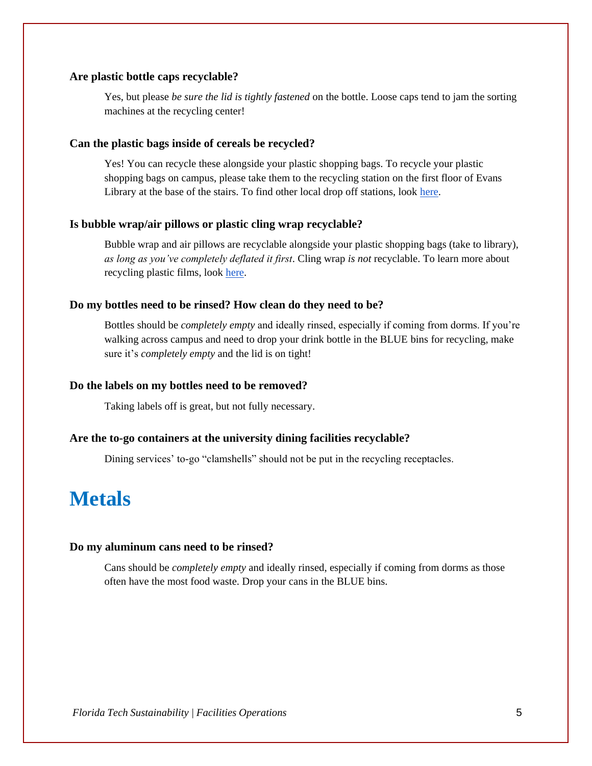**Are plastic bottle caps recyclable?**

Yes, but please *be sure the lid is tightly fastened* on the bottle. Loose caps tend to jam the sorting machines at the recycling center!

**Can the plastic bags inside of cereals be recycled?**

Yes! You can recycle these alongside your plastic shopping bags. To recycle your plastic shopping bags on campus, please take them to the recycling station on the first floor of Evans Library at the base of the stairs. To find other local drop off stations, look here.

**Is bubble wrap/air pillows or plastic cling wrap recyclable?**

Bubble wrap and air pillows are recyclable alongside your plastic shopping bags (take to library), *as long as you've completely deflated it first*. Cling wrap *is not* recyclable. To learn more about recycling plastic films, look here.

**Do my bottles need to be rinsed? How clean do they need to be?**

Bottles should be *completely empty* and ideally rinsed, especially if coming from dorms. If you're walking across campus and need to drop your drink bottle in the BLUE bins for recycling, make sure it's *completely empty* and the lid is on tight!

**Do the labels on my bottles need to be removed?**

Taking labels off is great, but not fully necessary.

**Are the to-go containers at the university dining facilities recyclable?**

Dining services' to-go "clamshells" should not be put in the recycling receptacles.

# Metals

**Do my aluminum cans need to be rinsed?**

Cans should be *completely empty* and ideally rinsed, especially if coming from dorms as those often have the most food waste. Drop your cans in the BLUE bins.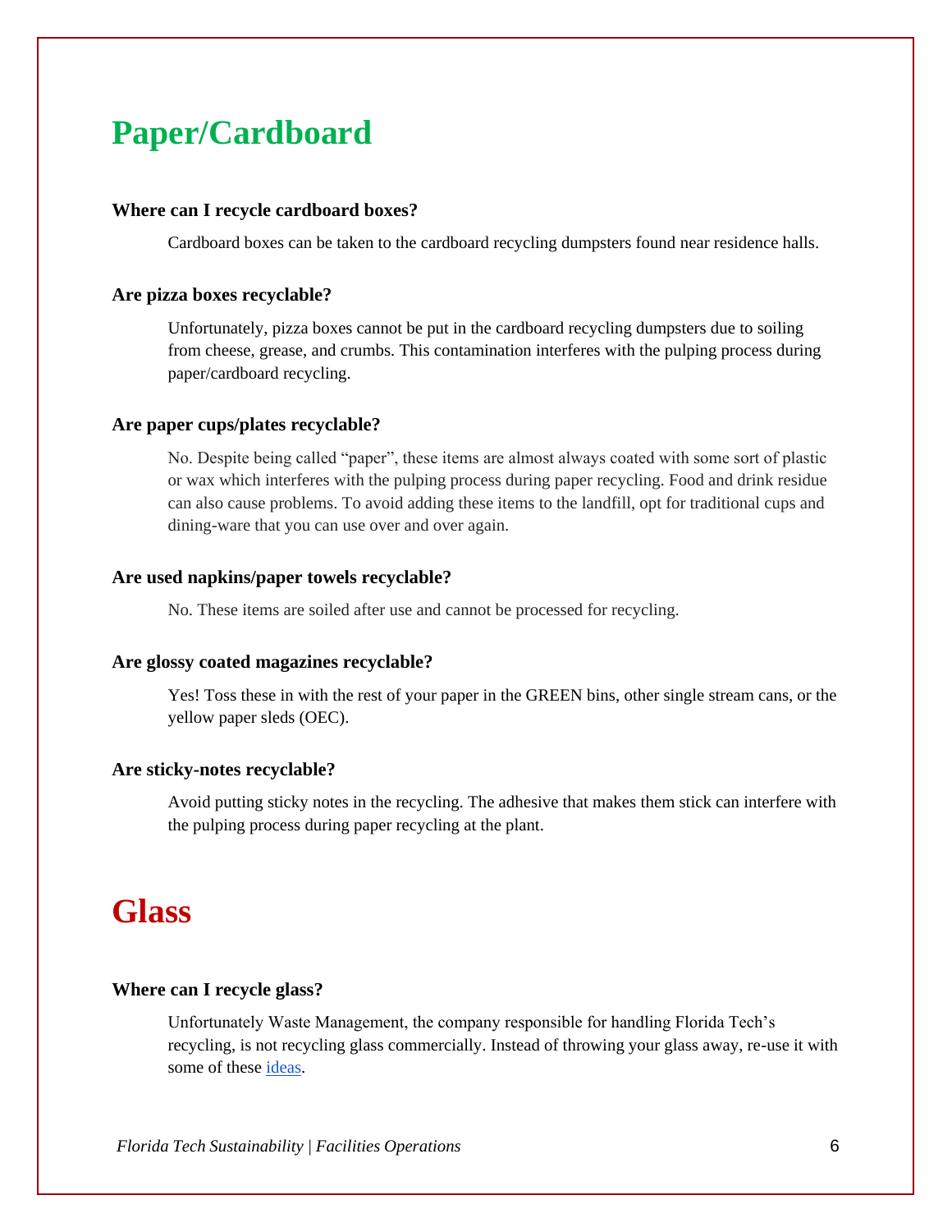# Paper/Cardboard

**Where can I recycle cardboard boxes?**

Cardboard boxes can be taken to the cardboard recycling dumpsters found near residence halls.

**Are pizza boxes recyclable?**

Unfortunately, pizza boxes cannot be put in the cardboard recycling dumpsters due to soiling from cheese, grease, and crumbs. This contamination interferes with the pulping process during paper/cardboard recycling.

**Are paper cups/plates recyclable?**

No. Despite being called "paper", these items are almost always coated with some sort of plastic or wax which interferes with the pulping process during paper recycling. Food and drink residue can also cause problems. To avoid adding these items to the landfill, opt for traditional cups and dining-ware that you can use over and over again.

**Are used napkins/paper towels recyclable?**

No. These items are soiled after use and cannot be processed for recycling.

**Are glossy coated magazines recyclable?**

Yes! Toss these in with the rest of your paper in the GREEN bins, other single stream cans, or the yellow paper sleds (OEC).

**Are sticky-notes recyclable?**

Avoid putting sticky notes in the recycling. The adhesive that makes them stick can interfere with the pulping process during paper recycling at the plant.

# Glass

**Where can I recycle glass?**

Unfortunately Waste Management, the company responsible for handling Florida Tech's recycling, is not recycling glass commercially. Instead of throwing your glass away, re-use it with some of these ideas.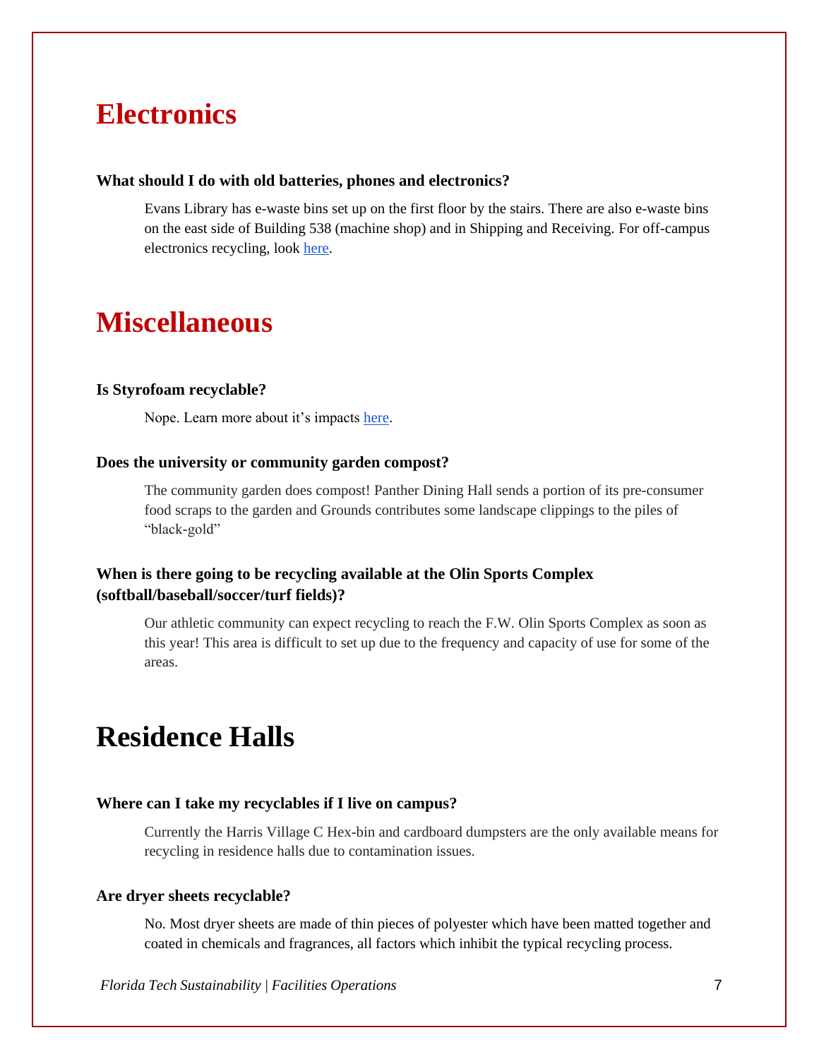# Electronics

### What should I do with old batteries, phones and electronics?

Evans Library has e-waste bins set up on the first floor by the stairs. There are also e-waste bins on the east side of Building 538 (machine shop) and in Shipping and Receiving. For off-campus electronics recycling, look here.

# Miscellaneous

### Is Styrofoam recyclable?

Nope. Learn more about it's impacts here.

### Does the university or community garden compost?

The community garden does compost! Panther Dining Hall sends a portion of its pre-consumer food scraps to the garden and Grounds contributes some landscape clippings to the piles of "black-gold"

### When is there going to be recycling available at the Olin Sports Complex (softball/baseball/soccer/turf fields)?

Our athletic community can expect recycling to reach the F.W. Olin Sports Complex as soon as this year! This area is difficult to set up due to the frequency and capacity of use for some of the areas.

# Residence Halls

### Where can I take my recyclables if I live on campus?

Currently the Harris Village C Hex-bin and cardboard dumpsters are the only available means for recycling in residence halls due to contamination issues.

### Are dryer sheets recyclable?

No. Most dryer sheets are made of thin pieces of polyester which have been matted together and coated in chemicals and fragrances, all factors which inhibit the typical recycling process.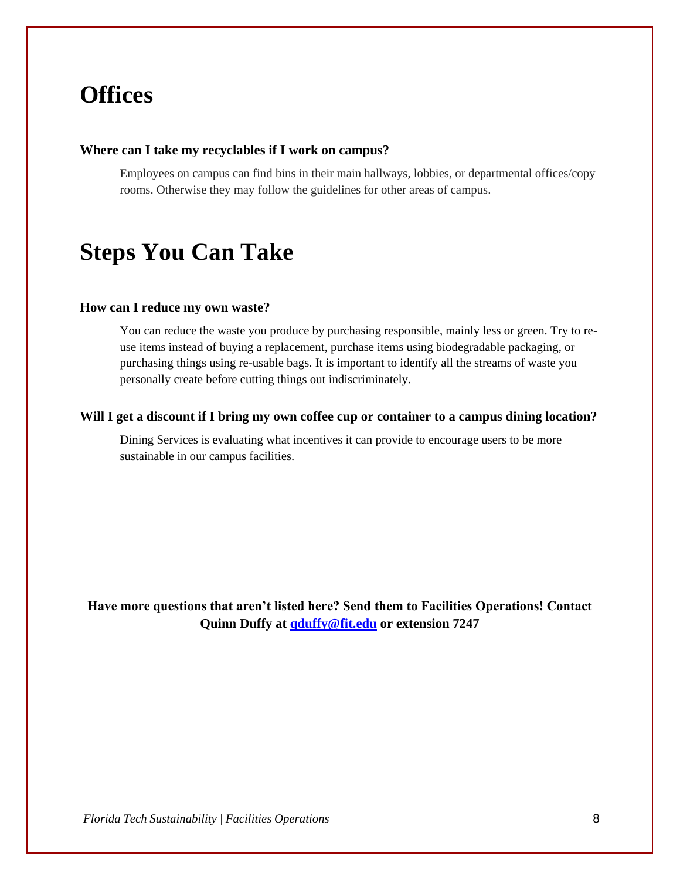# Offices

**Where can I take my recyclables if I work on campus?**

Employees on campus can find bins in their main hallways, lobbies, or departmental offices/copy rooms. Otherwise they may follow the guidelines for other areas of campus.

# Steps You Can Take

**How can I reduce my own waste?**

You can reduce the waste you produce by purchasing responsible, mainly less or green. Try to re-use items instead of buying a replacement, purchase items using biodegradable packaging, or purchasing things using re-usable bags. It is important to identify all the streams of waste you personally create before cutting things out indiscriminately.

**Will I get a discount if I bring my own coffee cup or container to a campus dining location?**

Dining Services is evaluating what incentives it can provide to encourage users to be more sustainable in our campus facilities.

**Have more questions that aren't listed here? Send them to Facilities Operations! Contact Quinn Duffy at [qduffy@fit.edu](mailto:qduffy@fit.edu) or extension 7247**